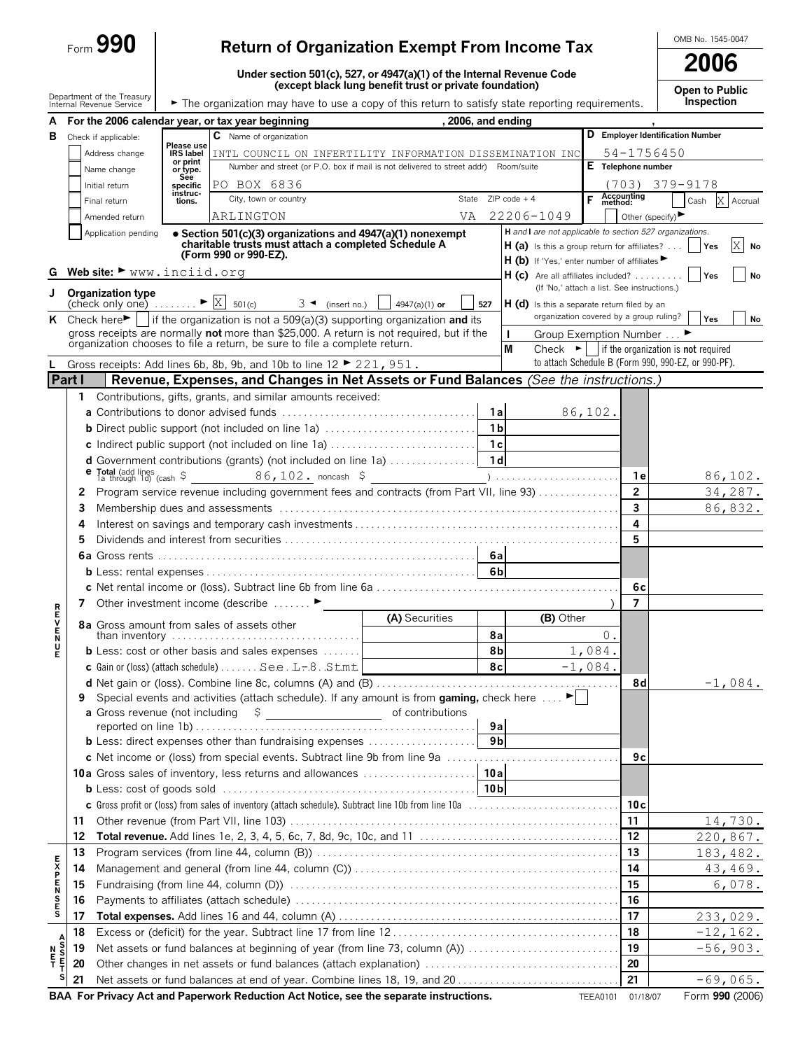# Form 990 — Return of Organization Exempt From Income Tax — 2006

OMB No. 1545-0047

**Under section 501(c), 527, or 4947(a)(1) of the Internal Revenue Code (except black lung benefit trust or private foundation)**

Department of the Treasury, Internal Revenue Service

► The organization may have to use a copy of this return to satisfy state reporting requirements.

**Open to Public Inspection**

**A** For the 2006 calendar year, or tax year beginning , 2006, and ending ,

**B** Check if applicable:
- [ ] Address change
- [ ] Name change
- [ ] Initial return
- [ ] Final return
- [ ] Amended return
- [ ] Application pending

Please use IRS label or print or type. See specific instructions.

**C** Name of organization: INTL COUNCIL ON INFERTILITY INFORMATION DISSEMINATION INC

Number and street (or P.O. box if mail is not delivered to street addr) Room/suite: PO BOX 6836

City, town or country: ARLINGTON State: VA ZIP code + 4: 22206-1049

**D** Employer Identification Number: 54-1756450

**E** Telephone number: (703) 379-9178

**F** Accounting method: [ ] Cash [X] Accrual [ ] Other (specify) ►

• Section 501(c)(3) organizations and 4947(a)(1) nonexempt charitable trusts must attach a completed Schedule A (Form 990 or 990-EZ).

*H and I are not applicable to section 527 organizations.*

**H (a)** Is this a group return for affiliates? [ ] Yes [X] No

**H (b)** If 'Yes,' enter number of affiliates ►

**H (c)** Are all affiliates included? [ ] Yes [ ] No (If 'No,' attach a list. See instructions.)

**H (d)** Is this a separate return filed by an organization covered by a group ruling? [ ] Yes [ ] No

**G** Web site: ► www.inciid.org

**J** Organization type (check only one) ► [X] 501(c) ( 3 ) ◄ (insert no.) [ ] 4947(a)(1) or [ ] 527

**K** Check here ► [ ] if the organization is not a 509(a)(3) supporting organization **and** its gross receipts are normally **not** more than $25,000. A return is not required, but if the organization chooses to file a return, be sure to file a complete return.

**I** Group Exemption Number ... ►

**M** Check ► [ ] if the organization is **not** required to attach Schedule B (Form 990, 990-EZ, or 990-PF).

**L** Gross receipts: Add lines 6b, 8b, 9b, and 10b to line 12 ► 221,951.

## Part I — Revenue, Expenses, and Changes in Net Assets or Fund Balances *(See the instructions.)*

### Revenue

| Line | Description | Ref | Amount | Line | Amount |
|---|---|---|---|---|---|
| 1 | Contributions, gifts, grants, and similar amounts received: | | | | |
| a | Contributions to donor advised funds | 1a | 86,102. | | |
| b | Direct public support (not included on line 1a) | 1b | | | |
| c | Indirect public support (not included on line 1a) | 1c | | | |
| d | Government contributions (grants) (not included on line 1a) | 1d | | | |
| e | Total (add lines 1a through 1d) (cash $ 86,102. noncash $ ) | | | 1e | 86,102. |
| 2 | Program service revenue including government fees and contracts (from Part VII, line 93) | | | 2 | 34,287. |
| 3 | Membership dues and assessments | | | 3 | 86,832. |
| 4 | Interest on savings and temporary cash investments | | | 4 | |
| 5 | Dividends and interest from securities | | | 5 | |
| 6a | Gross rents | 6a | | | |
| b | Less: rental expenses | 6b | | | |
| c | Net rental income or (loss). Subtract line 6b from line 6a | | | 6c | |
| 7 | Other investment income (describe ► ) | | | 7 | |

| Line | Description | (A) Securities | Ref | (B) Other | Line | Amount |
|---|---|---|---|---|---|---|
| 8a | Gross amount from sales of assets other than inventory | | 8a | 0. | | |
| b | Less: cost or other basis and sales expenses | | 8b | 1,084. | | |
| c | Gain or (loss) (attach schedule) See L-8 Stmt | | 8c | -1,084. | | |
| d | Net gain or (loss). Combine line 8c, columns (A) and (B) | | | | 8d | -1,084. |

| Line | Description | Ref | Amount | Line | Amount |
|---|---|---|---|---|---|
| 9 | Special events and activities (attach schedule). If any amount is from **gaming,** check here ► [ ] | | | | |
| a | Gross revenue (not including $ of contributions reported on line 1b) | 9a | | | |
| b | Less: direct expenses other than fundraising expenses | 9b | | | |
| c | Net income or (loss) from special events. Subtract line 9b from line 9a | | | 9c | |
| 10a | Gross sales of inventory, less returns and allowances | 10a | | | |
| b | Less: cost of goods sold | 10b | | | |
| c | Gross profit or (loss) from sales of inventory (attach schedule). Subtract line 10b from line 10a | | | 10c | |
| 11 | Other revenue (from Part VII, line 103) | | | 11 | 14,730. |
| 12 | **Total revenue.** Add lines 1e, 2, 3, 4, 5, 6c, 7, 8d, 9c, 10c, and 11 | | | 12 | 220,867. |

### Expenses

| Line | Description | Line | Amount |
|---|---|---|---|
| 13 | Program services (from line 44, column (B)) | 13 | 183,482. |
| 14 | Management and general (from line 44, column (C)) | 14 | 43,469. |
| 15 | Fundraising (from line 44, column (D)) | 15 | 6,078. |
| 16 | Payments to affiliates (attach schedule) | 16 | |
| 17 | **Total expenses.** Add lines 16 and 44, column (A) | 17 | 233,029. |

### Net Assets

| Line | Description | Line | Amount |
|---|---|---|---|
| 18 | Excess or (deficit) for the year. Subtract line 17 from line 12 | 18 | -12,162. |
| 19 | Net assets or fund balances at beginning of year (from line 73, column (A)) | 19 | -56,903. |
| 20 | Other changes in net assets or fund balances (attach explanation) | 20 | |
| 21 | Net assets or fund balances at end of year. Combine lines 18, 19, and 20 | 21 | -69,065. |

**BAA For Privacy Act and Paperwork Reduction Act Notice, see the separate instructions.** TEEA0101 01/18/07 Form **990** (2006)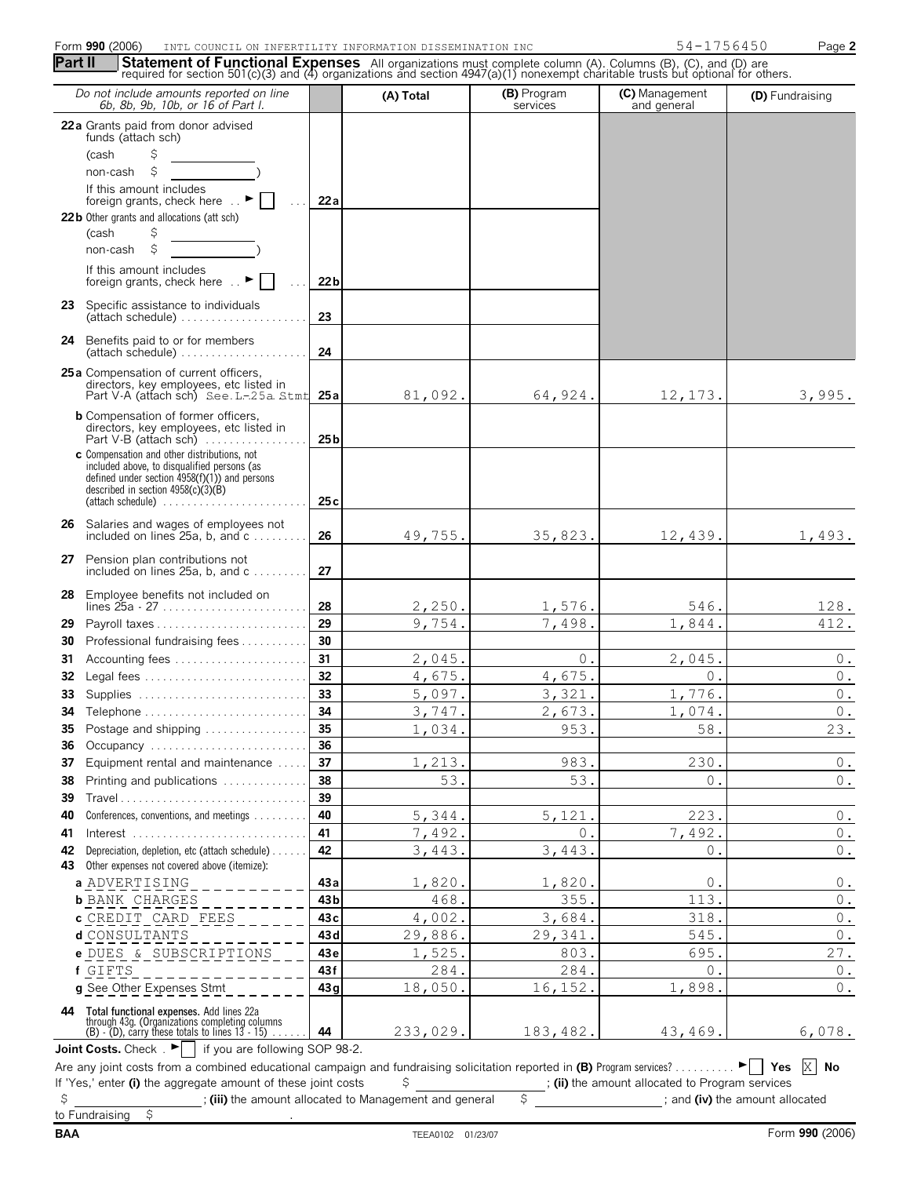Form **990** (2006) INTL COUNCIL ON INFERTILITY INFORMATION DISSEMINATION INC 54-1756450 Page **2**

**Part II** **Statement of Functional Expenses** All organizations must complete column (A). Columns (B), (C), and (D) are required for section 501(c)(3) and (4) organizations and section 4947(a)(1) nonexempt charitable trusts but optional for others.

| *Do not include amounts reported on line 6b, 8b, 9b, 10b, or 16 of Part I.* | | (A) Total | (B) Program services | (C) Management and general | (D) Fundraising |
|---|---|---|---|---|---|
| **22a** Grants paid from donor advised funds (attach sch) (cash $ ____ non-cash $ ____) If this amount includes foreign grants, check here ► ☐ | 22a | | | | |
| **22b** Other grants and allocations (att sch) (cash $ ____ non-cash $ ____) If this amount includes foreign grants, check here ► ☐ | 22b | | | | |
| **23** Specific assistance to individuals (attach schedule) | 23 | | | | |
| **24** Benefits paid to or for members (attach schedule) | 24 | | | | |
| **25a** Compensation of current officers, directors, key employees, etc listed in Part V-A (attach sch) See L-25a Stmt | 25a | 81,092. | 64,924. | 12,173. | 3,995. |
| **b** Compensation of former officers, directors, key employees, etc listed in Part V-B (attach sch) | 25b | | | | |
| **c** Compensation and other distributions, not included above, to disqualified persons (as defined under section 4958(f)(1)) and persons described in section 4958(c)(3)(B) (attach schedule) | 25c | | | | |
| **26** Salaries and wages of employees not included on lines 25a, b, and c | 26 | 49,755. | 35,823. | 12,439. | 1,493. |
| **27** Pension plan contributions not included on lines 25a, b, and c | 27 | | | | |
| **28** Employee benefits not included on lines 25a - 27 | 28 | 2,250. | 1,576. | 546. | 128. |
| **29** Payroll taxes | 29 | 9,754. | 7,498. | 1,844. | 412. |
| **30** Professional fundraising fees | 30 | | | | |
| **31** Accounting fees | 31 | 2,045. | 0. | 2,045. | 0. |
| **32** Legal fees | 32 | 4,675. | 4,675. | 0. | 0. |
| **33** Supplies | 33 | 5,097. | 3,321. | 1,776. | 0. |
| **34** Telephone | 34 | 3,747. | 2,673. | 1,074. | 0. |
| **35** Postage and shipping | 35 | 1,034. | 953. | 58. | 23. |
| **36** Occupancy | 36 | | | | |
| **37** Equipment rental and maintenance | 37 | 1,213. | 983. | 230. | 0. |
| **38** Printing and publications | 38 | 53. | 53. | 0. | 0. |
| **39** Travel | 39 | | | | |
| **40** Conferences, conventions, and meetings | 40 | 5,344. | 5,121. | 223. | 0. |
| **41** Interest | 41 | 7,492. | 0. | 7,492. | 0. |
| **42** Depreciation, depletion, etc (attach schedule) | 42 | 3,443. | 3,443. | 0. | 0. |
| **43** Other expenses not covered above (itemize): | | | | | |
| **a** ADVERTISING | 43a | 1,820. | 1,820. | 0. | 0. |
| **b** BANK CHARGES | 43b | 468. | 355. | 113. | 0. |
| **c** CREDIT CARD FEES | 43c | 4,002. | 3,684. | 318. | 0. |
| **d** CONSULTANTS | 43d | 29,886. | 29,341. | 545. | 0. |
| **e** DUES & SUBSCRIPTIONS | 43e | 1,525. | 803. | 695. | 27. |
| **f** GIFTS | 43f | 284. | 284. | 0. | 0. |
| **g** See Other Expenses Stmt | 43g | 18,050. | 16,152. | 1,898. | 0. |
| **44 Total functional expenses.** Add lines 22a through 43g. (Organizations completing columns (B) - (D), carry these totals to lines 13 - 15) | 44 | 233,029. | 183,482. | 43,469. | 6,078. |

**Joint Costs.** Check . ► ☐ if you are following SOP 98-2.

Are any joint costs from a combined educational campaign and fundraising solicitation reported in **(B)** Program services? ► ☐ **Yes** ☒ **No**

If 'Yes,' enter **(i)** the aggregate amount of these joint costs $ ____ ; **(ii)** the amount allocated to Program services $ ____ ; **(iii)** the amount allocated to Management and general $ ____ ; and **(iv)** the amount allocated to Fundraising $ ____ .

BAA TEEA0102 01/23/07 Form **990** (2006)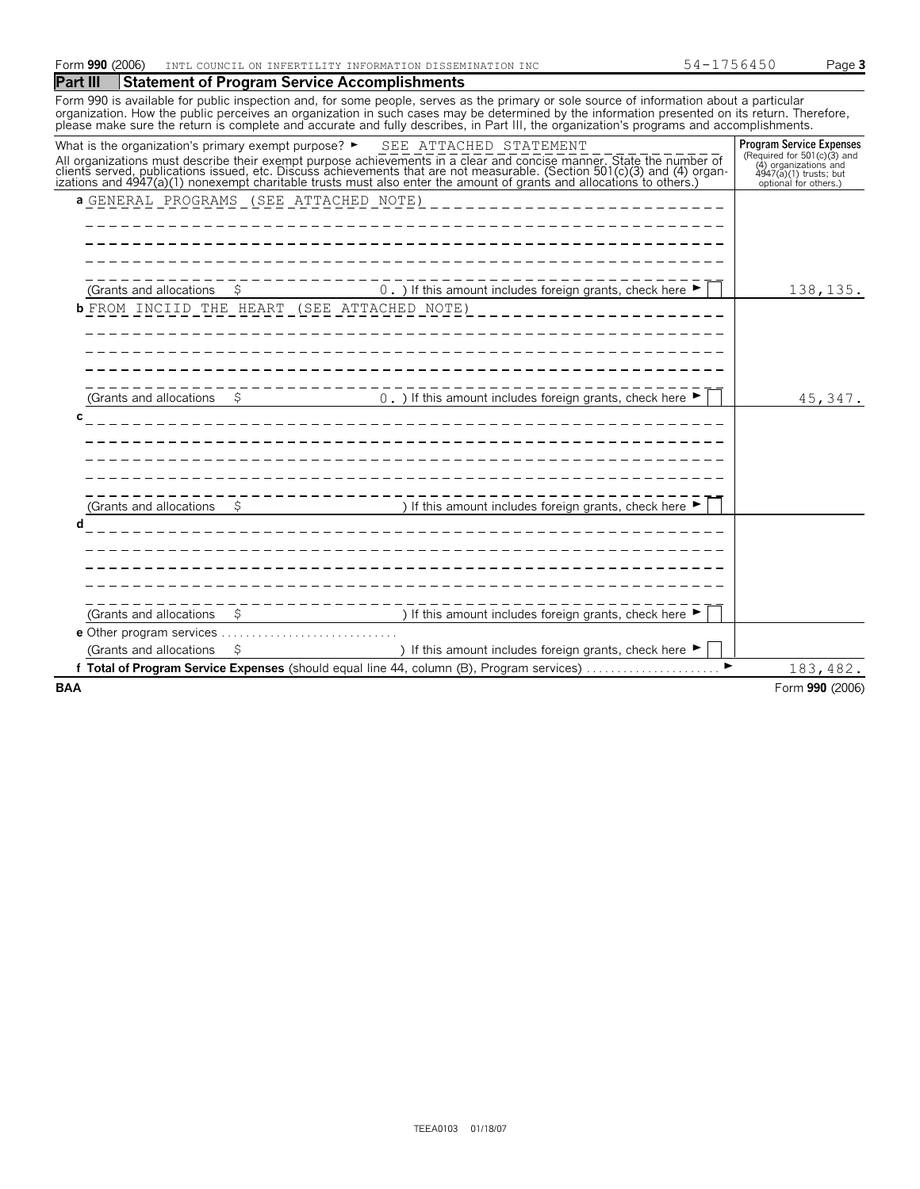Form **990** (2006) INTL COUNCIL ON INFERTILITY INFORMATION DISSEMINATION INC 54-1756450

## Part III Statement of Program Service Accomplishments

Form 990 is available for public inspection and, for some people, serves as the primary or sole source of information about a particular organization. How the public perceives an organization in such cases may be determined by the information presented on its return. Therefore, please make sure the return is complete and accurate and fully describes, in Part III, the organization's programs and accomplishments.

| What is the organization's primary exempt purpose? ► SEE ATTACHED STATEMENT<br>All organizations must describe their exempt purpose achievements in a clear and concise manner. State the number of clients served, publications issued, etc. Discuss achievements that are not measurable. (Section 501(c)(3) and (4) organizations and 4947(a)(1) nonexempt charitable trusts must also enter the amount of grants and allocations to others.) | **Program Service Expenses** (Required for 501(c)(3) and (4) organizations and 4947(a)(1) trusts; but optional for others.) |
|---|---|
| **a** GENERAL PROGRAMS (SEE ATTACHED NOTE)<br>(Grants and allocations $ 0. ) If this amount includes foreign grants, check here ► ☐ | 138,135. |
| **b** FROM INCIID THE HEART (SEE ATTACHED NOTE)<br>(Grants and allocations $ 0. ) If this amount includes foreign grants, check here ► ☐ | 45,347. |
| **c**<br>(Grants and allocations $ ) If this amount includes foreign grants, check here ► ☐ | |
| **d**<br>(Grants and allocations $ ) If this amount includes foreign grants, check here ► ☐ | |
| **e** Other program services<br>(Grants and allocations $ ) If this amount includes foreign grants, check here ► ☐ | |
| **f Total of Program Service Expenses** (should equal line 44, column (B), Program services) ► | 183,482. |

BAA Form **990** (2006)

TEEA0103 01/18/07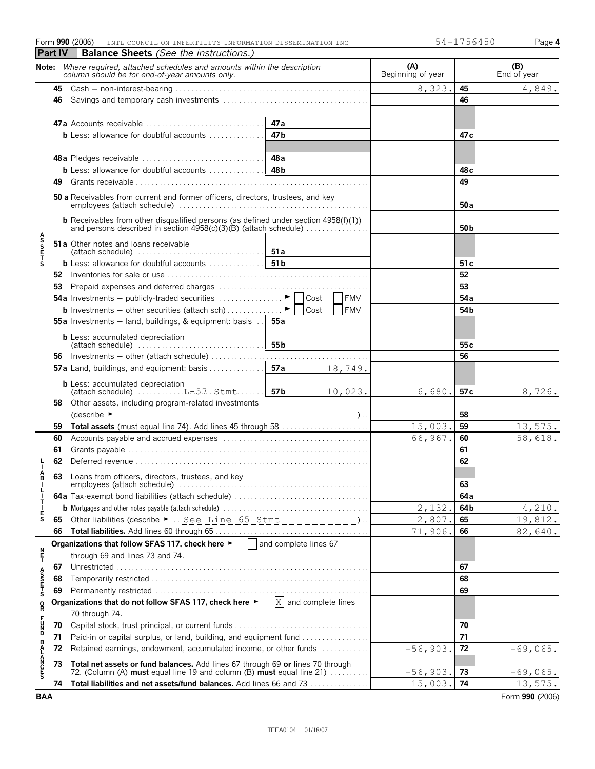Form **990** (2006) INTL COUNCIL ON INFERTILITY INFORMATION DISSEMINATION INC 54-1756450 Page **4**

## Part IV Balance Sheets *(See the instructions.)*

**Note:** *Where required, attached schedules and amounts within the description column should be for end-of-year amounts only.*

| | | | (A) Beginning of year | | (B) End of year |
|---|---|---|---|---|---|
| **ASSETS** | **45** Cash — non-interest-bearing | | 8,323. | **45** | 4,849. |
| | **46** Savings and temporary cash investments | | | **46** | |
| | **47a** Accounts receivable | **47a** | | | |
| | **b** Less: allowance for doubtful accounts | **47b** | | **47c** | |
| | **48a** Pledges receivable | **48a** | | | |
| | **b** Less: allowance for doubtful accounts | **48b** | | **48c** | |
| | **49** Grants receivable | | | **49** | |
| | **50 a** Receivables from current and former officers, directors, trustees, and key employees (attach schedule) | | | **50a** | |
| | **b** Receivables from other disqualified persons (as defined under section 4958(f)(1)) and persons described in section 4958(c)(3)(B) (attach schedule) | | | **50b** | |
| | **51 a** Other notes and loans receivable (attach schedule) | **51a** | | | |
| | **b** Less: allowance for doubtful accounts | **51b** | | **51c** | |
| | **52** Inventories for sale or use | | | **52** | |
| | **53** Prepaid expenses and deferred charges | | | **53** | |
| | **54a** Investments — publicly-traded securities ► ☐ Cost ☐ FMV | | | **54a** | |
| | **b** Investments — other securities (attach sch) ► ☐ Cost ☐ FMV | | | **54b** | |
| | **55a** Investments — land, buildings, & equipment: basis | **55a** | | | |
| | **b** Less: accumulated depreciation (attach schedule) | **55b** | | **55c** | |
| | **56** Investments — other (attach schedule) | | | **56** | |
| | **57a** Land, buildings, and equipment: basis | **57a** 18,749. | | | |
| | **b** Less: accumulated depreciation (attach schedule) L-57 Stmt | **57b** 10,023. | 6,680. | **57c** | 8,726. |
| | **58** Other assets, including program-related investments (describe ► ) | | | **58** | |
| | **59 Total assets** (must equal line 74). Add lines 45 through 58 | | 15,003. | **59** | 13,575. |
| **LIABILITIES** | **60** Accounts payable and accrued expenses | | 66,967. | **60** | 58,618. |
| | **61** Grants payable | | | **61** | |
| | **62** Deferred revenue | | | **62** | |
| | **63** Loans from officers, directors, trustees, and key employees (attach schedule) | | | **63** | |
| | **64a** Tax-exempt bond liabilities (attach schedule) | | | **64a** | |
| | **b** Mortgages and other notes payable (attach schedule) | | 2,132. | **64b** | 4,210. |
| | **65** Other liabilities (describe ► See Line 65 Stmt ) | | 2,807. | **65** | 19,812. |
| | **66 Total liabilities.** Add lines 60 through 65 | | 71,906. | **66** | 82,640. |
| **NET ASSETS OR FUND BALANCES** | **Organizations that follow SFAS 117, check here** ► ☐ and complete lines 67 through 69 and lines 73 and 74. | | | | |
| | **67** Unrestricted | | | **67** | |
| | **68** Temporarily restricted | | | **68** | |
| | **69** Permanently restricted | | | **69** | |
| | **Organizations that do not follow SFAS 117, check here** ► ☒ and complete lines 70 through 74. | | | | |
| | **70** Capital stock, trust principal, or current funds | | | **70** | |
| | **71** Paid-in or capital surplus, or land, building, and equipment fund | | | **71** | |
| | **72** Retained earnings, endowment, accumulated income, or other funds | | -56,903. | **72** | -69,065. |
| | **73 Total net assets or fund balances.** Add lines 67 through 69 **or** lines 70 through 72. (Column (A) **must** equal line 19 and column (B) **must** equal line 21) | | -56,903. | **73** | -69,065. |
| | **74 Total liabilities and net assets/fund balances.** Add lines 66 and 73 | | 15,003. | **74** | 13,575. |

BAA Form **990** (2006)

TEEA0104 01/18/07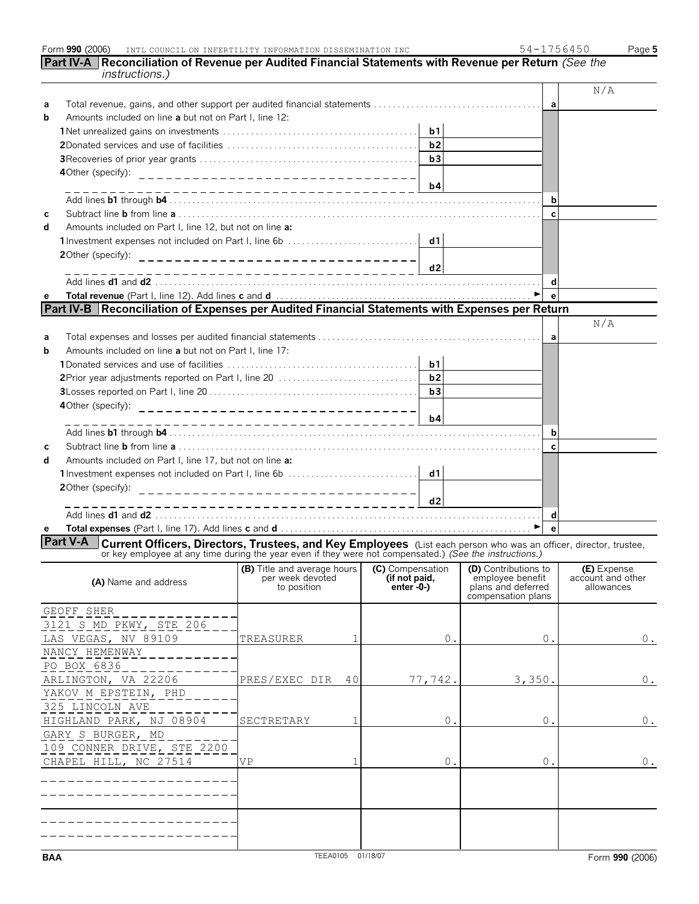Form **990** (2006) INTL COUNCIL ON INFERTILITY INFORMATION DISSEMINATION INC 54-1756450 Page **5**

## Part IV-A Reconciliation of Revenue per Audited Financial Statements with Revenue per Return *(See the instructions.)*

| | | | | | N/A |
|---|---|---|---|---|---|
| **a** | Total revenue, gains, and other support per audited financial statements | | | **a** | |
| **b** | Amounts included on line **a** but not on Part I, line 12: | | | | |
| | **1** Net unrealized gains on investments | **b1** | | | |
| | **2** Donated services and use of facilities | **b2** | | | |
| | **3** Recoveries of prior year grants | **b3** | | | |
| | **4** Other (specify): | **b4** | | | |
| | Add lines **b1** through **b4** | | | **b** | |
| **c** | Subtract line **b** from line **a** | | | **c** | |
| **d** | Amounts included on Part I, line 12, but not on line **a:** | | | | |
| | **1** Investment expenses not included on Part I, line 6b | **d1** | | | |
| | **2** Other (specify): | **d2** | | | |
| | Add lines **d1** and **d2** | | | **d** | |
| **e** | **Total revenue** (Part I, line 12). Add lines **c** and **d** ► | | | **e** | |

## Part IV-B Reconciliation of Expenses per Audited Financial Statements with Expenses per Return

| | | | | | N/A |
|---|---|---|---|---|---|
| **a** | Total expenses and losses per audited financial statements | | | **a** | |
| **b** | Amounts included on line **a** but not on Part I, line 17: | | | | |
| | **1** Donated services and use of facilities | **b1** | | | |
| | **2** Prior year adjustments reported on Part I, line 20 | **b2** | | | |
| | **3** Losses reported on Part I, line 20 | **b3** | | | |
| | **4** Other (specify): | **b4** | | | |
| | Add lines **b1** through **b4** | | | **b** | |
| **c** | Subtract line **b** from line **a** | | | **c** | |
| **d** | Amounts included on Part I, line 17, but not on line **a:** | | | | |
| | **1** Investment expenses not included on Part I, line 6b | **d1** | | | |
| | **2** Other (specify): | **d2** | | | |
| | Add lines **d1** and **d2** | | | **d** | |
| **e** | **Total expenses** (Part I, line 17). Add lines **c** and **d** ► | | | **e** | |

## Part V-A Current Officers, Directors, Trustees, and Key Employees

(List each person who was an officer, director, trustee, or key employee at any time during the year even if they were not compensated.) *(See the instructions.)*

| (A) Name and address | (B) Title and average hours per week devoted to position | | (C) Compensation (if not paid, enter -0-) | (D) Contributions to employee benefit plans and deferred compensation plans | (E) Expense account and other allowances |
|---|---|---|---|---|---|
| GEOFF SHER<br>3121 S MD PKWY, STE 206<br>LAS VEGAS, NV 89109 | TREASURER | 1 | 0. | 0. | 0. |
| NANCY HEMENWAY<br>PO BOX 6836<br>ARLINGTON, VA 22206 | PRES/EXEC DIR | 40 | 77,742. | 3,350. | 0. |
| YAKOV M EPSTEIN, PHD<br>325 LINCOLN AVE<br>HIGHLAND PARK, NJ 08904 | SECTRETARY | 1 | 0. | 0. | 0. |
| GARY S BURGER, MD<br>109 CONNER DRIVE, STE 2200<br>CHAPEL HILL, NC 27514 | VP | 1 | 0. | 0. | 0. |
| | | | | | |
| | | | | | |

BAA TEEA0105 01/18/07 Form **990** (2006)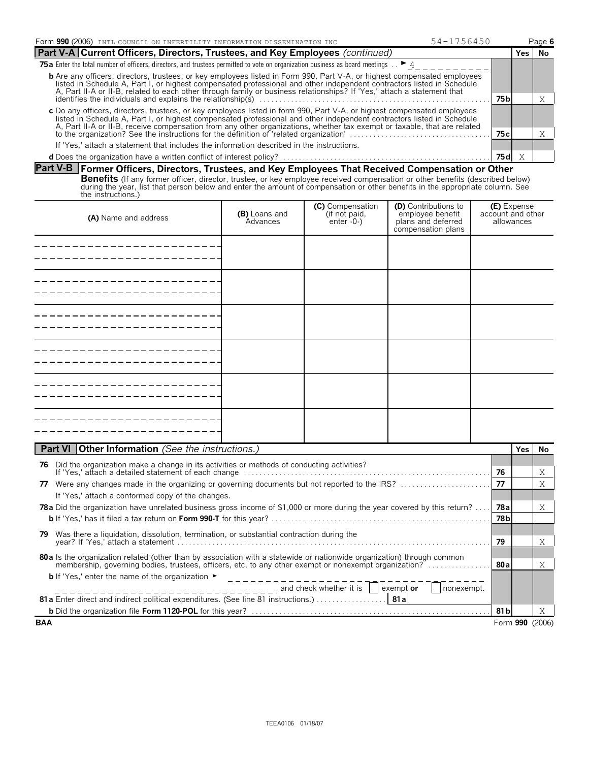Form **990** (2006) INTL COUNCIL ON INFERTILITY INFORMATION DISSEMINATION INC 54-1756450

## Part V-A Current Officers, Directors, Trustees, and Key Employees *(continued)*

| | | Yes | No |
|---|---|---|---|
| **75a** Enter the total number of officers, directors, and trustees permitted to vote on organization business as board meetings ► 4 | | | |
| **b** Are any officers, directors, trustees, or key employees listed in Form 990, Part V-A, or highest compensated employees listed in Schedule A, Part I, or highest compensated professional and other independent contractors listed in Schedule A, Part II-A or II-B, related to each other through family or business relationships? If 'Yes,' attach a statement that identifies the individuals and explains the relationship(s) | 75b | | X |
| **c** Do any officers, directors, trustees, or key employees listed in form 990, Part V-A, or highest compensated employees listed in Schedule A, Part I, or highest compensated professional and other independent contractors listed in Schedule A, Part II-A or II-B, receive compensation from any other organizations, whether tax exempt or taxable, that are related to the organization? See the instructions for the definition of 'related organization' | 75c | | X |
| If 'Yes,' attach a statement that includes the information described in the instructions. | | | |
| **d** Does the organization have a written conflict of interest policy? | 75d | X | |

## Part V-B Former Officers, Directors, Trustees, and Key Employees That Received Compensation or Other Benefits

(If any former officer, director, trustee, or key employee received compensation or other benefits (described below) during the year, list that person below and enter the amount of compensation or other benefits in the appropriate column. See the instructions.)

| (A) Name and address | (B) Loans and Advances | (C) Compensation (if not paid, enter -0-) | (D) Contributions to employee benefit plans and deferred compensation plans | (E) Expense account and other allowances |
|---|---|---|---|---|
| | | | | |
| | | | | |
| | | | | |
| | | | | |
| | | | | |
| | | | | |

## Part VI Other Information *(See the instructions.)*

| | | Yes | No |
|---|---|---|---|
| **76** Did the organization make a change in its activities or methods of conducting activities? If 'Yes,' attach a detailed statement of each change | 76 | | X |
| **77** Were any changes made in the organizing or governing documents but not reported to the IRS? | 77 | | X |
| If 'Yes,' attach a conformed copy of the changes. | | | |
| **78a** Did the organization have unrelated business gross income of $1,000 or more during the year covered by this return? | 78a | | X |
| **b** If 'Yes,' has it filed a tax return on **Form 990-T** for this year? | 78b | | |
| **79** Was there a liquidation, dissolution, termination, or substantial contraction during the year? If 'Yes,' attach a statement | 79 | | X |
| **80a** Is the organization related (other than by association with a statewide or nationwide organization) through common membership, governing bodies, trustees, officers, etc, to any other exempt or nonexempt organization? | 80a | | X |
| **b** If 'Yes,' enter the name of the organization ► and check whether it is ☐ exempt **or** ☐ nonexempt. | | | |
| **81a** Enter direct and indirect political expenditures. (See line 81 instructions.) **81a** | | | |
| **b** Did the organization file **Form 1120-POL** for this year? | 81b | | X |

BAA Form **990** (2006)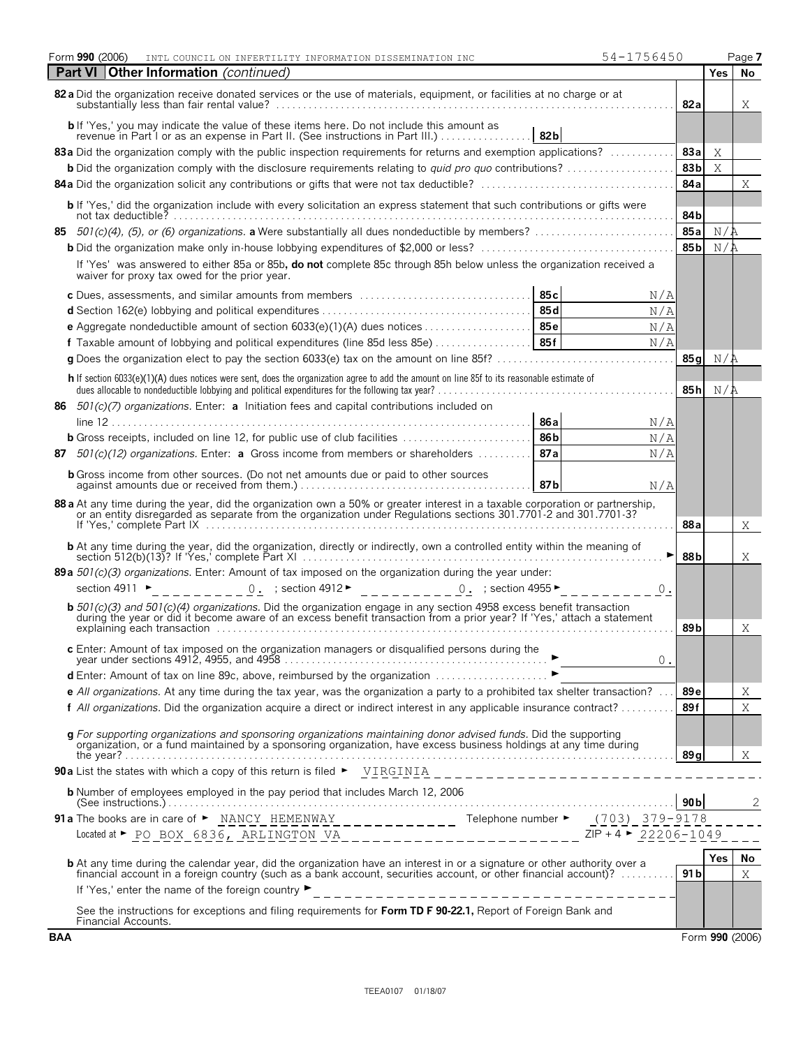Form **990** (2006) INTL COUNCIL ON INFERTILITY INFORMATION DISSEMINATION INC 54-1756450 Page **7**

## Part VI Other Information *(continued)*

| | | | Yes | No |
|---|---|---|---|---|
| **82a** Did the organization receive donated services or the use of materials, equipment, or facilities at no charge or at substantially less than fair rental value? | | **82a** | | X |
| **b** If 'Yes,' you may indicate the value of these items here. Do not include this amount as revenue in Part I or as an expense in Part II. (See instructions in Part III.) | **82b** | | | |
| **83a** Did the organization comply with the public inspection requirements for returns and exemption applications? | | **83a** | X | |
| **b** Did the organization comply with the disclosure requirements relating to *quid pro quo* contributions? | | **83b** | X | |
| **84a** Did the organization solicit any contributions or gifts that were not tax deductible? | | **84a** | | X |
| **b** If 'Yes,' did the organization include with every solicitation an express statement that such contributions or gifts were not tax deductible? | | **84b** | | |
| **85** *501(c)(4), (5), or (6) organizations.* **a** Were substantially all dues nondeductible by members? | | **85a** | N/A | |
| **b** Did the organization make only in-house lobbying expenditures of $2,000 or less? | | **85b** | N/A | |
| If 'Yes' was answered to either 85a or 85b, **do not** complete 85c through 85h below unless the organization received a waiver for proxy tax owed for the prior year. | | | | |
| **c** Dues, assessments, and similar amounts from members | **85c** N/A | | | |
| **d** Section 162(e) lobbying and political expenditures | **85d** N/A | | | |
| **e** Aggregate nondeductible amount of section 6033(e)(1)(A) dues notices | **85e** N/A | | | |
| **f** Taxable amount of lobbying and political expenditures (line 85d less 85e) | **85f** N/A | | | |
| **g** Does the organization elect to pay the section 6033(e) tax on the amount on line 85f? | | **85g** | N/A | |
| **h** If section 6033(e)(1)(A) dues notices were sent, does the organization agree to add the amount on line 85f to its reasonable estimate of dues allocable to nondeductible lobbying and political expenditures for the following tax year? | | **85h** | N/A | |
| **86** *501(c)(7) organizations.* Enter: **a** Initiation fees and capital contributions included on line 12 | **86a** N/A | | | |
| **b** Gross receipts, included on line 12, for public use of club facilities | **86b** N/A | | | |
| **87** *501(c)(12) organizations.* Enter: **a** Gross income from members or shareholders | **87a** N/A | | | |
| **b** Gross income from other sources. (Do not net amounts due or paid to other sources against amounts due or received from them.) | **87b** N/A | | | |
| **88a** At any time during the year, did the organization own a 50% or greater interest in a taxable corporation or partnership, or an entity disregarded as separate from the organization under Regulations sections 301.7701-2 and 301.7701-3? If 'Yes,' complete Part IX | | **88a** | | X |
| **b** At any time during the year, did the organization, directly or indirectly, own a controlled entity within the meaning of section 512(b)(13)? If 'Yes,' complete Part XI | | **88b** | | X |
| **89a** *501(c)(3) organizations.* Enter: Amount of tax imposed on the organization during the year under: section 4911 ► 0. ; section 4912 ► 0. ; section 4955 ► 0. | | | | |
| **b** *501(c)(3) and 501(c)(4) organizations.* Did the organization engage in any section 4958 excess benefit transaction during the year or did it become aware of an excess benefit transaction from a prior year? If 'Yes,' attach a statement explaining each transaction | | **89b** | | X |
| **c** Enter: Amount of tax imposed on the organization managers or disqualified persons during the year under sections 4912, 4955, and 4958 | ► 0. | | | |
| **d** Enter: Amount of tax on line 89c, above, reimbursed by the organization | ► | | | |
| **e** *All organizations.* At any time during the tax year, was the organization a party to a prohibited tax shelter transaction? | | **89e** | | X |
| **f** *All organizations.* Did the organization acquire a direct or indirect interest in any applicable insurance contract? | | **89f** | | X |
| **g** *For supporting organizations and sponsoring organizations maintaining donor advised funds.* Did the supporting organization, or a fund maintained by a sponsoring organization, have excess business holdings at any time during the year? | | **89g** | | X |

**90a** List the states with which a copy of this return is filed ► VIRGINIA

**b** Number of employees employed in the pay period that includes March 12, 2006 (See instructions.) **90b** 2

**91a** The books are in care of ► NANCY HEMENWAY Telephone number ► (703) 379-9178

Located at ► PO BOX 6836, ARLINGTON VA ZIP + 4 ► 22206-1049

| | | Yes | No |
|---|---|---|---|
| **b** At any time during the calendar year, did the organization have an interest in or a signature or other authority over a financial account in a foreign country (such as a bank account, securities account, or other financial account)? | **91b** | | X |

If 'Yes,' enter the name of the foreign country ►

See the instructions for exceptions and filing requirements for **Form TD F 90-22.1,** Report of Foreign Bank and Financial Accounts.

BAA Form **990** (2006)

TEEA0107 01/18/07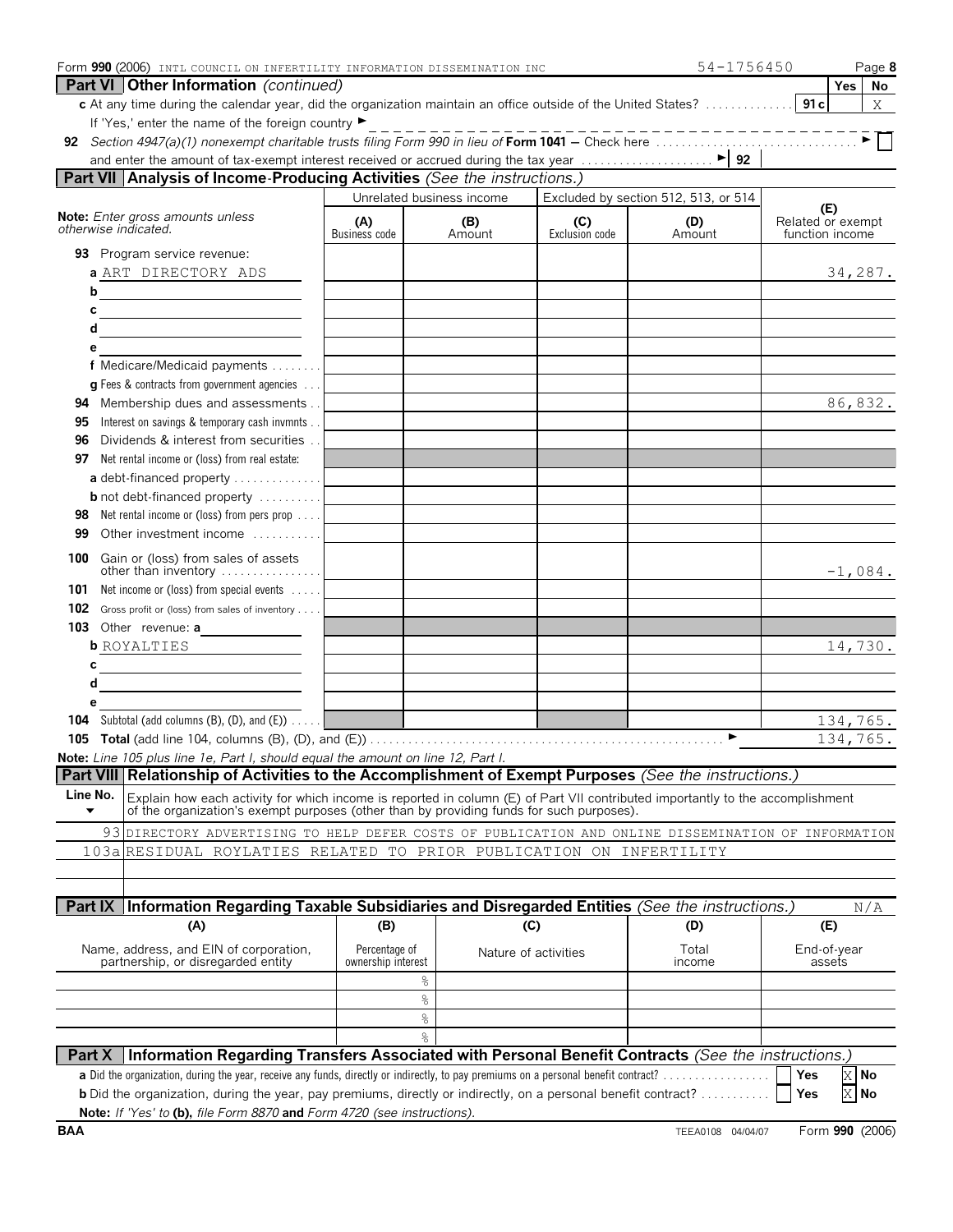Form **990** (2006) INTL COUNCIL ON INFERTILITY INFORMATION DISSEMINATION INC 54-1756450 Page **8**

## Part VI Other Information *(continued)*

| | | Yes | No |
|---|---|---|---|
| **c** At any time during the calendar year, did the organization maintain an office outside of the United States? | **91c** | | X |

If 'Yes,' enter the name of the foreign country ►

**92** *Section 4947(a)(1) nonexempt charitable trusts filing Form 990 in lieu of* **Form 1041** – Check here ► ☐

and enter the amount of tax-exempt interest received or accrued during the tax year ► **92**

## Part VII Analysis of Income-Producing Activities *(See the instructions.)*

| *Note: Enter gross amounts unless otherwise indicated.* | Unrelated business income (A) Business code | Unrelated business income (B) Amount | Excluded by section 512, 513, or 514 (C) Exclusion code | Excluded by section 512, 513, or 514 (D) Amount | (E) Related or exempt function income |
|---|---|---|---|---|---|
| **93** Program service revenue: | | | | | |
| **a** ART DIRECTORY ADS | | | | | 34,287. |
| **b** | | | | | |
| **c** | | | | | |
| **d** | | | | | |
| **e** | | | | | |
| **f** Medicare/Medicaid payments | | | | | |
| **g** Fees & contracts from government agencies | | | | | |
| **94** Membership dues and assessments | | | | | 86,832. |
| **95** Interest on savings & temporary cash invmnts | | | | | |
| **96** Dividends & interest from securities | | | | | |
| **97** Net rental income or (loss) from real estate: | | | | | |
| **a** debt-financed property | | | | | |
| **b** not debt-financed property | | | | | |
| **98** Net rental income or (loss) from pers prop | | | | | |
| **99** Other investment income | | | | | |
| **100** Gain or (loss) from sales of assets other than inventory | | | | | -1,084. |
| **101** Net income or (loss) from special events | | | | | |
| **102** Gross profit or (loss) from sales of inventory | | | | | |
| **103** Other revenue: **a** | | | | | |
| **b** ROYALTIES | | | | | 14,730. |
| **c** | | | | | |
| **d** | | | | | |
| **e** | | | | | |
| **104** Subtotal (add columns (B), (D), and (E)) | | | | | 134,765. |
| **105** Total (add line 104, columns (B), (D), and (E)) ► | | | | | 134,765. |

*Note: Line 105 plus line 1e, Part I, should equal the amount on line 12, Part I.*

## Part VIII Relationship of Activities to the Accomplishment of Exempt Purposes *(See the instructions.)*

| Line No. ▼ | Explain how each activity for which income is reported in column (E) of Part VII contributed importantly to the accomplishment of the organization's exempt purposes (other than by providing funds for such purposes). |
|---|---|
| 93 | DIRECTORY ADVERTISING TO HELP DEFER COSTS OF PUBLICATION AND ONLINE DISSEMINATION OF INFORMATION |
| 103a | RESIDUAL ROYLATIES RELATED TO PRIOR PUBLICATION ON INFERTILITY |

## Part IX Information Regarding Taxable Subsidiaries and Disregarded Entities *(See the instructions.)* N/A

| (A) Name, address, and EIN of corporation, partnership, or disregarded entity | (B) Percentage of ownership interest | (C) Nature of activities | (D) Total income | (E) End-of-year assets |
|---|---|---|---|---|
| | % | | | |
| | % | | | |
| | % | | | |
| | % | | | |

## Part X Information Regarding Transfers Associated with Personal Benefit Contracts *(See the instructions.)*

**a** Did the organization, during the year, receive any funds, directly or indirectly, to pay premiums on a personal benefit contract? ☐ Yes ☒ No

**b** Did the organization, during the year, pay premiums, directly or indirectly, on a personal benefit contract? ☐ Yes ☒ No

**Note:** *If 'Yes' to* **(b)***, file Form 8870* **and** *Form 4720 (see instructions).*

**BAA** TEEA0108 04/04/07 Form **990** (2006)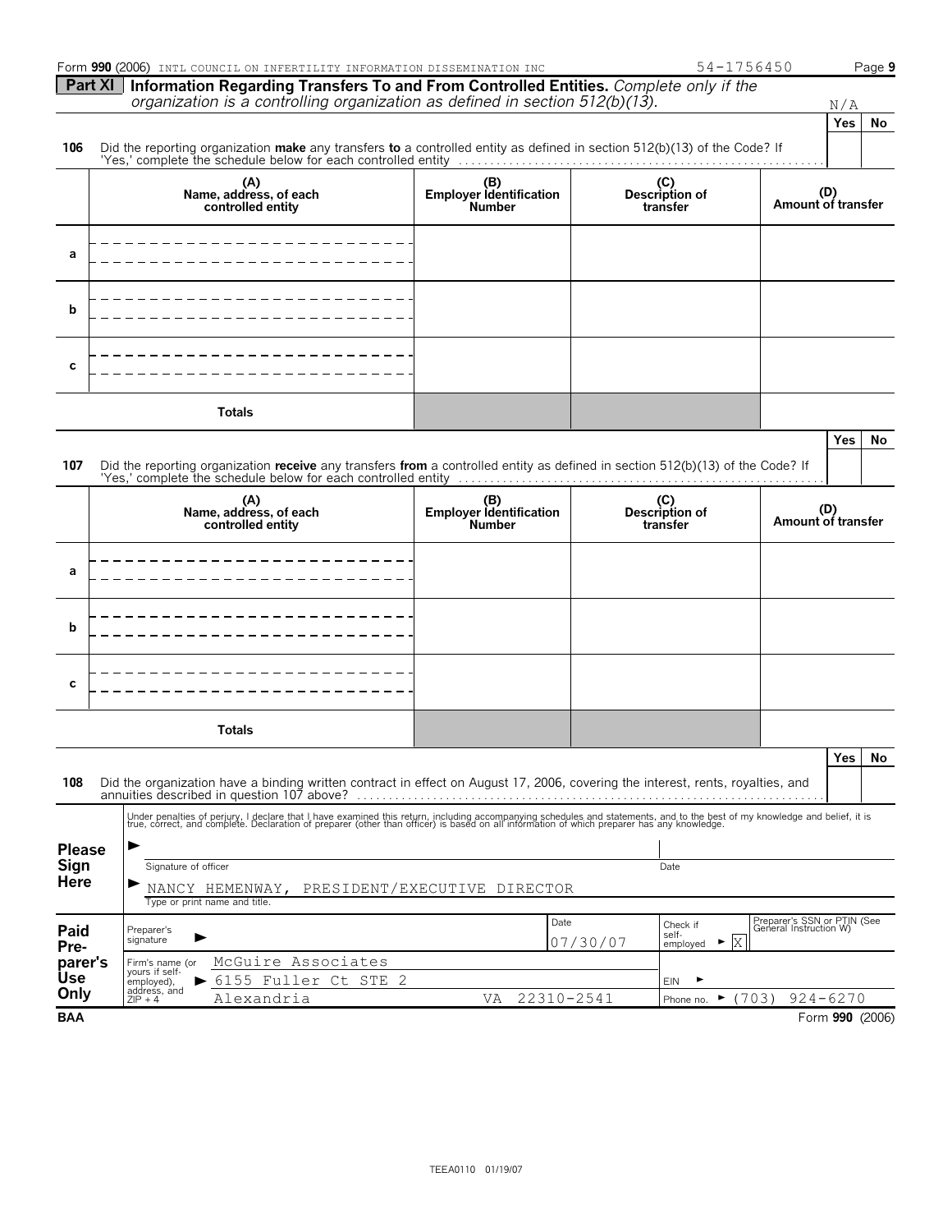Form **990** (2006) INTL COUNCIL ON INFERTILITY INFORMATION DISSEMINATION INC 54-1756450 Page **9**

## Part XI Information Regarding Transfers To and From Controlled Entities. *Complete only if the organization is a controlling organization as defined in section 512(b)(13).*

N/A

| | | Yes | No |
|---|---|---|---|
| **106** | Did the reporting organization **make** any transfers **to** a controlled entity as defined in section 512(b)(13) of the Code? If 'Yes,' complete the schedule below for each controlled entity | | |

| | (A) Name, address, of each controlled entity | (B) Employer Identification Number | (C) Description of transfer | (D) Amount of transfer |
|---|---|---|---|---|
| a | | | | |
| b | | | | |
| c | | | | |
| | **Totals** | | | |

| | | Yes | No |
|---|---|---|---|
| **107** | Did the reporting organization **receive** any transfers **from** a controlled entity as defined in section 512(b)(13) of the Code? If 'Yes,' complete the schedule below for each controlled entity | | |

| | (A) Name, address, of each controlled entity | (B) Employer Identification Number | (C) Description of transfer | (D) Amount of transfer |
|---|---|---|---|---|
| a | | | | |
| b | | | | |
| c | | | | |
| | **Totals** | | | |

| | | Yes | No |
|---|---|---|---|
| **108** | Did the organization have a binding written contract in effect on August 17, 2006, covering the interest, rents, royalties, and annuities described in question 107 above? | | |

Under penalties of perjury, I declare that I have examined this return, including accompanying schedules and statements, and to the best of my knowledge and belief, it is true, correct, and complete. Declaration of preparer (other than officer) is based on all information of which preparer has any knowledge.

**Please Sign Here**

► Signature of officer Date

► NANCY HEMENWAY, PRESIDENT/EXECUTIVE DIRECTOR
Type or print name and title.

| **Paid Preparer's Use Only** | | | |
|---|---|---|---|
| Preparer's signature ► | Date 07/30/07 | Check if self-employed ► [X] | Preparer's SSN or PTIN (See General Instruction W) |
| Firm's name (or yours if self-employed), address, and ZIP + 4 | McGuire Associates ► 6155 Fuller Ct STE 2 Alexandria VA 22310-2541 | EIN ► | Phone no. ► (703) 924-6270 |

**BAA** Form **990** (2006)

TEEA0110 01/19/07